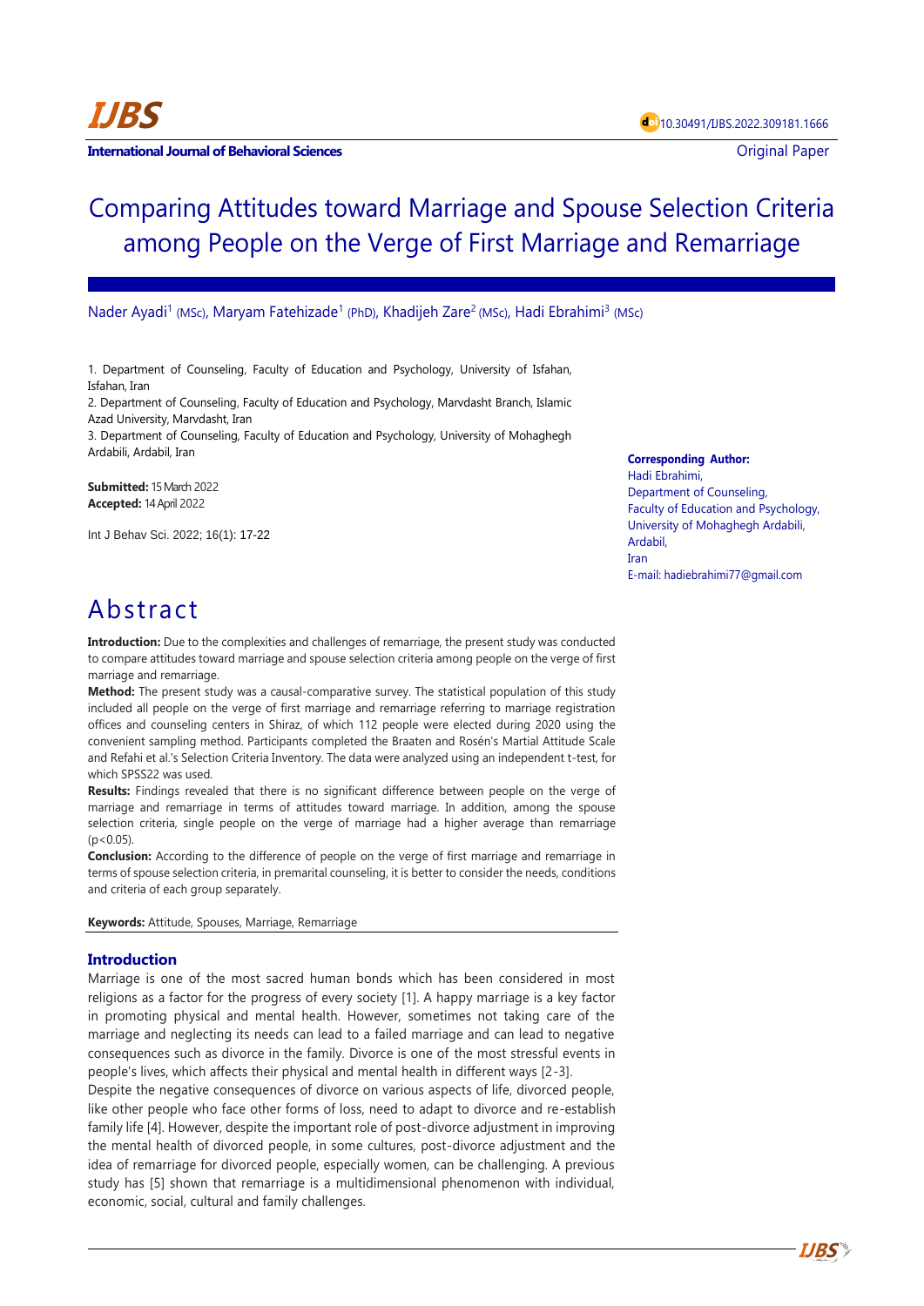IJBS

**International Journal of Behavioral Sciences**

10.30491/IJBS.2022.309181.1666

Original Paper

# Comparing Attitudes toward Marriage and Spouse Selection Criteria among People on the Verge of First Marriage and Remarriage

Nader Ayadi[1] (MSc), Maryam Fatehizade[1] (PhD), Khadijeh Zare[2] (MSc), Hadi Ebrahimi[3] (MSc)

1. Department of Counseling, Faculty of Education and Psychology, University of Isfahan, Isfahan, Iran
2. Department of Counseling, Faculty of Education and Psychology, Marvdasht Branch, Islamic Azad University, Marvdasht, Iran
3. Department of Counseling, Faculty of Education and Psychology, University of Mohaghegh Ardabili, Ardabil, Iran

**Submitted:** 15 March 2022
**Accepted:** 14 April 2022

Int J Behav Sci. 2022; 16(1): 17-22

**Corresponding Author:**
Hadi Ebrahimi,
Department of Counseling,
Faculty of Education and Psychology,
University of Mohaghegh Ardabili,
Ardabil,
Iran
E-mail: hadiebrahimi77@gmail.com

# Abstract

**Introduction:** Due to the complexities and challenges of remarriage, the present study was conducted to compare attitudes toward marriage and spouse selection criteria among people on the verge of first marriage and remarriage.

**Method:** The present study was a causal-comparative survey. The statistical population of this study included all people on the verge of first marriage and remarriage referring to marriage registration offices and counseling centers in Shiraz, of which 112 people were elected during 2020 using the convenient sampling method. Participants completed the Braaten and Rosén's Martial Attitude Scale and Refahi et al.'s Selection Criteria Inventory. The data were analyzed using an independent t-test, for which SPSS22 was used.

**Results:** Findings revealed that there is no significant difference between people on the verge of marriage and remarriage in terms of attitudes toward marriage. In addition, among the spouse selection criteria, single people on the verge of marriage had a higher average than remarriage ($p<0.05$).

**Conclusion:** According to the difference of people on the verge of first marriage and remarriage in terms of spouse selection criteria, in premarital counseling, it is better to consider the needs, conditions and criteria of each group separately.

**Keywords:** Attitude, Spouses, Marriage, Remarriage

## Introduction

Marriage is one of the most sacred human bonds which has been considered in most religions as a factor for the progress of every society [1]. A happy marriage is a key factor in promoting physical and mental health. However, sometimes not taking care of the marriage and neglecting its needs can lead to a failed marriage and can lead to negative consequences such as divorce in the family. Divorce is one of the most stressful events in people's lives, which affects their physical and mental health in different ways [2-3].

Despite the negative consequences of divorce on various aspects of life, divorced people, like other people who face other forms of loss, need to adapt to divorce and re-establish family life [4]. However, despite the important role of post-divorce adjustment in improving the mental health of divorced people, in some cultures, post-divorce adjustment and the idea of remarriage for divorced people, especially women, can be challenging. A previous study has [5] shown that remarriage is a multidimensional phenomenon with individual, economic, social, cultural and family challenges.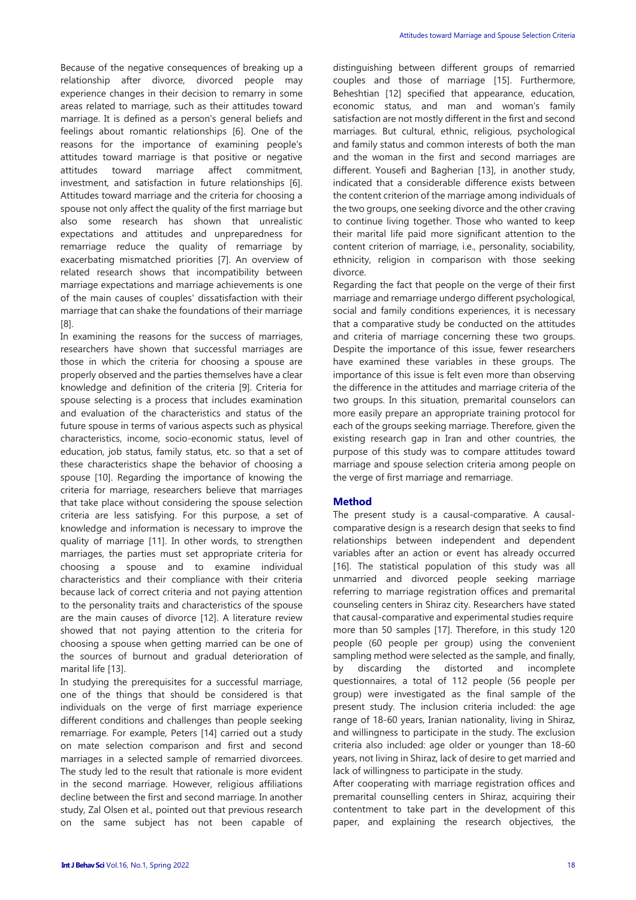Because of the negative consequences of breaking up a relationship after divorce, divorced people may experience changes in their decision to remarry in some areas related to marriage, such as their attitudes toward marriage. It is defined as a person's general beliefs and feelings about romantic relationships [6]. One of the reasons for the importance of examining people's attitudes toward marriage is that positive or negative attitudes toward marriage affect commitment, investment, and satisfaction in future relationships [6]. Attitudes toward marriage and the criteria for choosing a spouse not only affect the quality of the first marriage but also some research has shown that unrealistic expectations and attitudes and unpreparedness for remarriage reduce the quality of remarriage by exacerbating mismatched priorities [7]. An overview of related research shows that incompatibility between marriage expectations and marriage achievements is one of the main causes of couples' dissatisfaction with their marriage that can shake the foundations of their marriage [8].

In examining the reasons for the success of marriages, researchers have shown that successful marriages are those in which the criteria for choosing a spouse are properly observed and the parties themselves have a clear knowledge and definition of the criteria [9]. Criteria for spouse selecting is a process that includes examination and evaluation of the characteristics and status of the future spouse in terms of various aspects such as physical characteristics, income, socio-economic status, level of education, job status, family status, etc. so that a set of these characteristics shape the behavior of choosing a spouse [10]. Regarding the importance of knowing the criteria for marriage, researchers believe that marriages that take place without considering the spouse selection criteria are less satisfying. For this purpose, a set of knowledge and information is necessary to improve the quality of marriage [11]. In other words, to strengthen marriages, the parties must set appropriate criteria for choosing a spouse and to examine individual characteristics and their compliance with their criteria because lack of correct criteria and not paying attention to the personality traits and characteristics of the spouse are the main causes of divorce [12]. A literature review showed that not paying attention to the criteria for choosing a spouse when getting married can be one of the sources of burnout and gradual deterioration of marital life [13].

In studying the prerequisites for a successful marriage, one of the things that should be considered is that individuals on the verge of first marriage experience different conditions and challenges than people seeking remarriage. For example, Peters [14] carried out a study on mate selection comparison and first and second marriages in a selected sample of remarried divorcees. The study led to the result that rationale is more evident in the second marriage. However, religious affiliations decline between the first and second marriage. In another study, Zal Olsen et al., pointed out that previous research on the same subject has not been capable of distinguishing between different groups of remarried couples and those of marriage [15]. Furthermore, Beheshtian [12] specified that appearance, education, economic status, and man and woman's family satisfaction are not mostly different in the first and second marriages. But cultural, ethnic, religious, psychological and family status and common interests of both the man and the woman in the first and second marriages are different. Yousefi and Bagherian [13], in another study, indicated that a considerable difference exists between the content criterion of the marriage among individuals of the two groups, one seeking divorce and the other craving to continue living together. Those who wanted to keep their marital life paid more significant attention to the content criterion of marriage, i.e., personality, sociability, ethnicity, religion in comparison with those seeking divorce.

Regarding the fact that people on the verge of their first marriage and remarriage undergo different psychological, social and family conditions experiences, it is necessary that a comparative study be conducted on the attitudes and criteria of marriage concerning these two groups. Despite the importance of this issue, fewer researchers have examined these variables in these groups. The importance of this issue is felt even more than observing the difference in the attitudes and marriage criteria of the two groups. In this situation, premarital counselors can more easily prepare an appropriate training protocol for each of the groups seeking marriage. Therefore, given the existing research gap in Iran and other countries, the purpose of this study was to compare attitudes toward marriage and spouse selection criteria among people on the verge of first marriage and remarriage.

## Method

The present study is a causal-comparative. A causal-comparative design is a research design that seeks to find relationships between independent and dependent variables after an action or event has already occurred [16]. The statistical population of this study was all unmarried and divorced people seeking marriage referring to marriage registration offices and premarital counseling centers in Shiraz city. Researchers have stated that causal-comparative and experimental studies require more than 50 samples [17]. Therefore, in this study 120 people (60 people per group) using the convenient sampling method were selected as the sample, and finally, by discarding the distorted and incomplete questionnaires, a total of 112 people (56 people per group) were investigated as the final sample of the present study. The inclusion criteria included: the age range of 18-60 years, Iranian nationality, living in Shiraz, and willingness to participate in the study. The exclusion criteria also included: age older or younger than 18-60 years, not living in Shiraz, lack of desire to get married and lack of willingness to participate in the study.

After cooperating with marriage registration offices and premarital counselling centers in Shiraz, acquiring their contentment to take part in the development of this paper, and explaining the research objectives, the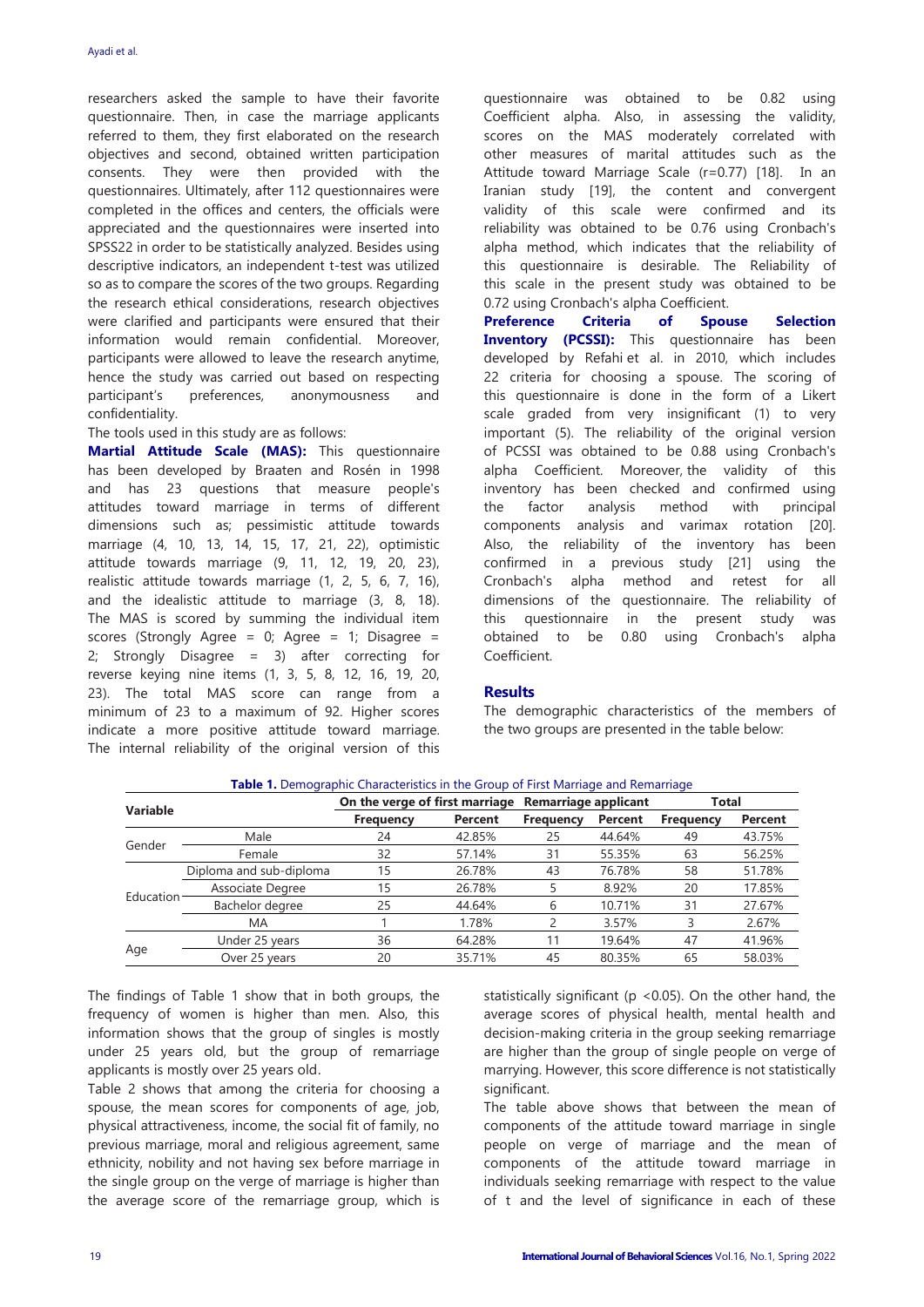researchers asked the sample to have their favorite questionnaire. Then, in case the marriage applicants referred to them, they first elaborated on the research objectives and second, obtained written participation consents. They were then provided with the questionnaires. Ultimately, after 112 questionnaires were completed in the offices and centers, the officials were appreciated and the questionnaires were inserted into SPSS22 in order to be statistically analyzed. Besides using descriptive indicators, an independent t-test was utilized so as to compare the scores of the two groups. Regarding the research ethical considerations, research objectives were clarified and participants were ensured that their information would remain confidential. Moreover, participants were allowed to leave the research anytime, hence the study was carried out based on respecting participant's preferences, anonymousness and confidentiality.

The tools used in this study are as follows:

**Martial Attitude Scale (MAS):** This questionnaire has been developed by Braaten and Rosén in 1998 and has 23 questions that measure people's attitudes toward marriage in terms of different dimensions such as; pessimistic attitude towards marriage (4, 10, 13, 14, 15, 17, 21, 22), optimistic attitude towards marriage (9, 11, 12, 19, 20, 23), realistic attitude towards marriage (1, 2, 5, 6, 7, 16), and the idealistic attitude to marriage (3, 8, 18). The MAS is scored by summing the individual item scores (Strongly Agree = 0; Agree = 1; Disagree = 2; Strongly Disagree = 3) after correcting for reverse keying nine items (1, 3, 5, 8, 12, 16, 19, 20, 23). The total MAS score can range from a minimum of 23 to a maximum of 92. Higher scores indicate a more positive attitude toward marriage. The internal reliability of the original version of this questionnaire was obtained to be 0.82 using Coefficient alpha. Also, in assessing the validity, scores on the MAS moderately correlated with other measures of marital attitudes such as the Attitude toward Marriage Scale (r=0.77) [18]. In an Iranian study [19], the content and convergent validity of this scale were confirmed and its reliability was obtained to be 0.76 using Cronbach's alpha method, which indicates that the reliability of this questionnaire is desirable. The Reliability of this scale in the present study was obtained to be 0.72 using Cronbach's alpha Coefficient.

**Preference Criteria of Spouse Selection Inventory (PCSSI):** This questionnaire has been developed by Refahi et al. in 2010, which includes 22 criteria for choosing a spouse. The scoring of this questionnaire is done in the form of a Likert scale graded from very insignificant (1) to very important (5). The reliability of the original version of PCSSI was obtained to be 0.88 using Cronbach's alpha Coefficient. Moreover, the validity of this inventory has been checked and confirmed using the factor analysis method with principal components analysis and varimax rotation [20]. Also, the reliability of the inventory has been confirmed in a previous study [21] using the Cronbach's alpha method and retest for all dimensions of the questionnaire. The reliability of this questionnaire in the present study was obtained to be 0.80 using Cronbach's alpha Coefficient.

## Results

The demographic characteristics of the members of the two groups are presented in the table below:

**Table 1.** Demographic Characteristics in the Group of First Marriage and Remarriage

| Variable | | On the verge of first marriage | | Remarriage applicant | | Total | |
|---|---|---|---|---|---|---|---|
| | | Frequency | Percent | Frequency | Percent | Frequency | Percent |
| Gender | Male | 24 | 42.85% | 25 | 44.64% | 49 | 43.75% |
| | Female | 32 | 57.14% | 31 | 55.35% | 63 | 56.25% |
| Education | Diploma and sub-diploma | 15 | 26.78% | 43 | 76.78% | 58 | 51.78% |
| | Associate Degree | 15 | 26.78% | 5 | 8.92% | 20 | 17.85% |
| | Bachelor degree | 25 | 44.64% | 6 | 10.71% | 31 | 27.67% |
| | MA | 1 | 1.78% | 2 | 3.57% | 3 | 2.67% |
| Age | Under 25 years | 36 | 64.28% | 11 | 19.64% | 47 | 41.96% |
| | Over 25 years | 20 | 35.71% | 45 | 80.35% | 65 | 58.03% |

The findings of Table 1 show that in both groups, the frequency of women is higher than men. Also, this information shows that the group of singles is mostly under 25 years old, but the group of remarriage applicants is mostly over 25 years old.

Table 2 shows that among the criteria for choosing a spouse, the mean scores for components of age, job, physical attractiveness, income, the social fit of family, no previous marriage, moral and religious agreement, same ethnicity, nobility and not having sex before marriage in the single group on the verge of marriage is higher than the average score of the remarriage group, which is statistically significant ($p < 0.05$). On the other hand, the average scores of physical health, mental health and decision-making criteria in the group seeking remarriage are higher than the group of single people on verge of marrying. However, this score difference is not statistically significant.

The table above shows that between the mean of components of the attitude toward marriage in single people on verge of marriage and the mean of components of the attitude toward marriage in individuals seeking remarriage with respect to the value of t and the level of significance in each of these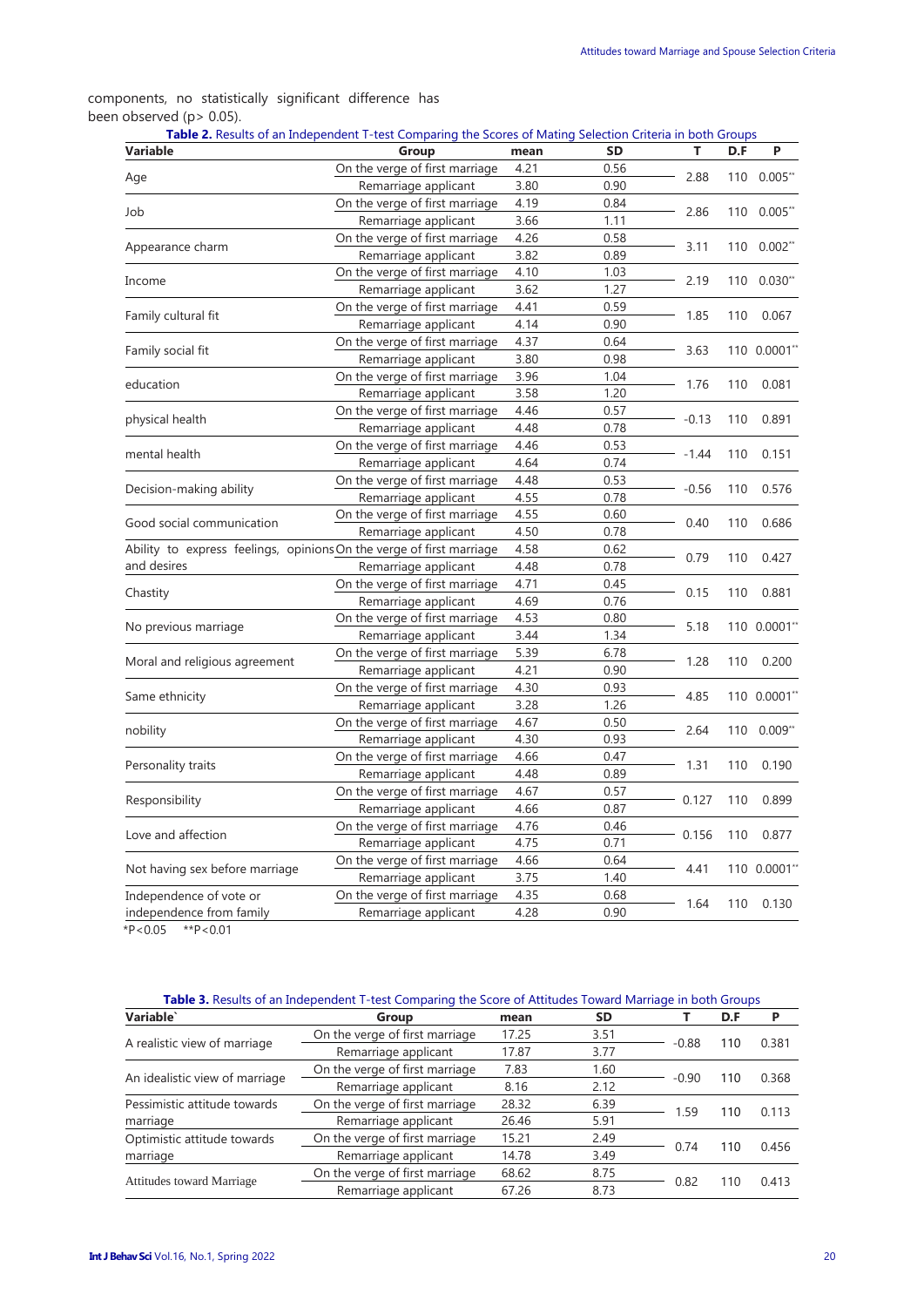components, no statistically significant difference has been observed ($p > 0.05$).

**Table 2.** Results of an Independent T-test Comparing the Scores of Mating Selection Criteria in both Groups

| Variable | Group | mean | SD | T | D.F | P |
|---|---|---|---|---|---|---|
| Age | On the verge of first marriage | 4.21 | 0.56 | 2.88 | 110 | 0.005** |
| | Remarriage applicant | 3.80 | 0.90 | | | |
| Job | On the verge of first marriage | 4.19 | 0.84 | 2.86 | 110 | 0.005** |
| | Remarriage applicant | 3.66 | 1.11 | | | |
| Appearance charm | On the verge of first marriage | 4.26 | 0.58 | 3.11 | 110 | 0.002** |
| | Remarriage applicant | 3.82 | 0.89 | | | |
| Income | On the verge of first marriage | 4.10 | 1.03 | 2.19 | 110 | 0.030** |
| | Remarriage applicant | 3.62 | 1.27 | | | |
| Family cultural fit | On the verge of first marriage | 4.41 | 0.59 | 1.85 | 110 | 0.067 |
| | Remarriage applicant | 4.14 | 0.90 | | | |
| Family social fit | On the verge of first marriage | 4.37 | 0.64 | 3.63 | 110 | 0.0001** |
| | Remarriage applicant | 3.80 | 0.98 | | | |
| education | On the verge of first marriage | 3.96 | 1.04 | 1.76 | 110 | 0.081 |
| | Remarriage applicant | 3.58 | 1.20 | | | |
| physical health | On the verge of first marriage | 4.46 | 0.57 | -0.13 | 110 | 0.891 |
| | Remarriage applicant | 4.48 | 0.78 | | | |
| mental health | On the verge of first marriage | 4.46 | 0.53 | -1.44 | 110 | 0.151 |
| | Remarriage applicant | 4.64 | 0.74 | | | |
| Decision-making ability | On the verge of first marriage | 4.48 | 0.53 | -0.56 | 110 | 0.576 |
| | Remarriage applicant | 4.55 | 0.78 | | | |
| Good social communication | On the verge of first marriage | 4.55 | 0.60 | 0.40 | 110 | 0.686 |
| | Remarriage applicant | 4.50 | 0.78 | | | |
| Ability to express feelings, opinions and desires | On the verge of first marriage | 4.58 | 0.62 | 0.79 | 110 | 0.427 |
| | Remarriage applicant | 4.48 | 0.78 | | | |
| Chastity | On the verge of first marriage | 4.71 | 0.45 | 0.15 | 110 | 0.881 |
| | Remarriage applicant | 4.69 | 0.76 | | | |
| No previous marriage | On the verge of first marriage | 4.53 | 0.80 | 5.18 | 110 | 0.0001** |
| | Remarriage applicant | 3.44 | 1.34 | | | |
| Moral and religious agreement | On the verge of first marriage | 5.39 | 6.78 | 1.28 | 110 | 0.200 |
| | Remarriage applicant | 4.21 | 0.90 | | | |
| Same ethnicity | On the verge of first marriage | 4.30 | 0.93 | 4.85 | 110 | 0.0001** |
| | Remarriage applicant | 3.28 | 1.26 | | | |
| nobility | On the verge of first marriage | 4.67 | 0.50 | 2.64 | 110 | 0.009** |
| | Remarriage applicant | 4.30 | 0.93 | | | |
| Personality traits | On the verge of first marriage | 4.66 | 0.47 | 1.31 | 110 | 0.190 |
| | Remarriage applicant | 4.48 | 0.89 | | | |
| Responsibility | On the verge of first marriage | 4.67 | 0.57 | 0.127 | 110 | 0.899 |
| | Remarriage applicant | 4.66 | 0.87 | | | |
| Love and affection | On the verge of first marriage | 4.76 | 0.46 | 0.156 | 110 | 0.877 |
| | Remarriage applicant | 4.75 | 0.71 | | | |
| Not having sex before marriage | On the verge of first marriage | 4.66 | 0.64 | 4.41 | 110 | 0.0001** |
| | Remarriage applicant | 3.75 | 1.40 | | | |
| Independence of vote or independence from family | On the verge of first marriage | 4.35 | 0.68 | 1.64 | 110 | 0.130 |
| | Remarriage applicant | 4.28 | 0.90 | | | |

*P<0.05 **P<0.01

**Table 3.** Results of an Independent T-test Comparing the Score of Attitudes Toward Marriage in both Groups

| Variable` | Group | mean | SD | T | D.F | P |
|---|---|---|---|---|---|---|
| A realistic view of marriage | On the verge of first marriage | 17.25 | 3.51 | -0.88 | 110 | 0.381 |
| | Remarriage applicant | 17.87 | 3.77 | | | |
| An idealistic view of marriage | On the verge of first marriage | 7.83 | 1.60 | -0.90 | 110 | 0.368 |
| | Remarriage applicant | 8.16 | 2.12 | | | |
| Pessimistic attitude towards marriage | On the verge of first marriage | 28.32 | 6.39 | 1.59 | 110 | 0.113 |
| | Remarriage applicant | 26.46 | 5.91 | | | |
| Optimistic attitude towards marriage | On the verge of first marriage | 15.21 | 2.49 | 0.74 | 110 | 0.456 |
| | Remarriage applicant | 14.78 | 3.49 | | | |
| Attitudes toward Marriage | On the verge of first marriage | 68.62 | 8.75 | 0.82 | 110 | 0.413 |
| | Remarriage applicant | 67.26 | 8.73 | | | |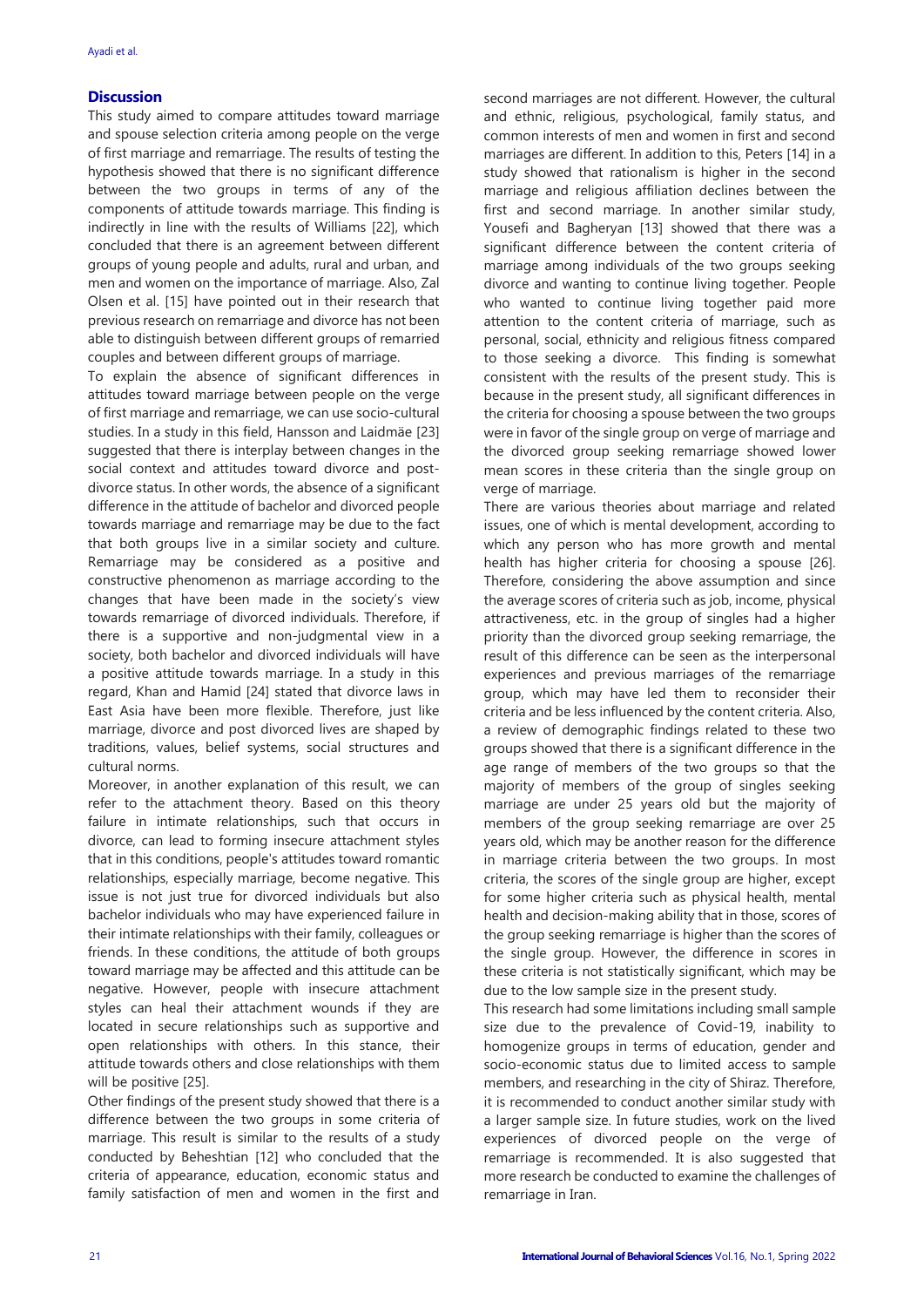## Discussion

This study aimed to compare attitudes toward marriage and spouse selection criteria among people on the verge of first marriage and remarriage. The results of testing the hypothesis showed that there is no significant difference between the two groups in terms of any of the components of attitude towards marriage. This finding is indirectly in line with the results of Williams [22], which concluded that there is an agreement between different groups of young people and adults, rural and urban, and men and women on the importance of marriage. Also, Zal Olsen et al. [15] have pointed out in their research that previous research on remarriage and divorce has not been able to distinguish between different groups of remarried couples and between different groups of marriage.

To explain the absence of significant differences in attitudes toward marriage between people on the verge of first marriage and remarriage, we can use socio-cultural studies. In a study in this field, Hansson and Laidmäe [23] suggested that there is interplay between changes in the social context and attitudes toward divorce and post-divorce status. In other words, the absence of a significant difference in the attitude of bachelor and divorced people towards marriage and remarriage may be due to the fact that both groups live in a similar society and culture. Remarriage may be considered as a positive and constructive phenomenon as marriage according to the changes that have been made in the society's view towards remarriage of divorced individuals. Therefore, if there is a supportive and non-judgmental view in a society, both bachelor and divorced individuals will have a positive attitude towards marriage. In a study in this regard, Khan and Hamid [24] stated that divorce laws in East Asia have been more flexible. Therefore, just like marriage, divorce and post divorced lives are shaped by traditions, values, belief systems, social structures and cultural norms.

Moreover, in another explanation of this result, we can refer to the attachment theory. Based on this theory failure in intimate relationships, such that occurs in divorce, can lead to forming insecure attachment styles that in this conditions, people's attitudes toward romantic relationships, especially marriage, become negative. This issue is not just true for divorced individuals but also bachelor individuals who may have experienced failure in their intimate relationships with their family, colleagues or friends. In these conditions, the attitude of both groups toward marriage may be affected and this attitude can be negative. However, people with insecure attachment styles can heal their attachment wounds if they are located in secure relationships such as supportive and open relationships with others. In this stance, their attitude towards others and close relationships with them will be positive [25].

Other findings of the present study showed that there is a difference between the two groups in some criteria of marriage. This result is similar to the results of a study conducted by Beheshtian [12] who concluded that the criteria of appearance, education, economic status and family satisfaction of men and women in the first and second marriages are not different. However, the cultural and ethnic, religious, psychological, family status, and common interests of men and women in first and second marriages are different. In addition to this, Peters [14] in a study showed that rationalism is higher in the second marriage and religious affiliation declines between the first and second marriage. In another similar study, Yousefi and Bagheryan [13] showed that there was a significant difference between the content criteria of marriage among individuals of the two groups seeking divorce and wanting to continue living together. People who wanted to continue living together paid more attention to the content criteria of marriage, such as personal, social, ethnicity and religious fitness compared to those seeking a divorce. This finding is somewhat consistent with the results of the present study. This is because in the present study, all significant differences in the criteria for choosing a spouse between the two groups were in favor of the single group on verge of marriage and the divorced group seeking remarriage showed lower mean scores in these criteria than the single group on verge of marriage.

There are various theories about marriage and related issues, one of which is mental development, according to which any person who has more growth and mental health has higher criteria for choosing a spouse [26]. Therefore, considering the above assumption and since the average scores of criteria such as job, income, physical attractiveness, etc. in the group of singles had a higher priority than the divorced group seeking remarriage, the result of this difference can be seen as the interpersonal experiences and previous marriages of the remarriage group, which may have led them to reconsider their criteria and be less influenced by the content criteria. Also, a review of demographic findings related to these two groups showed that there is a significant difference in the age range of members of the two groups so that the majority of members of the group of singles seeking marriage are under 25 years old but the majority of members of the group seeking remarriage are over 25 years old, which may be another reason for the difference in marriage criteria between the two groups. In most criteria, the scores of the single group are higher, except for some higher criteria such as physical health, mental health and decision-making ability that in those, scores of the group seeking remarriage is higher than the scores of the single group. However, the difference in scores in these criteria is not statistically significant, which may be due to the low sample size in the present study.

This research had some limitations including small sample size due to the prevalence of Covid-19, inability to homogenize groups in terms of education, gender and socio-economic status due to limited access to sample members, and researching in the city of Shiraz. Therefore, it is recommended to conduct another similar study with a larger sample size. In future studies, work on the lived experiences of divorced people on the verge of remarriage is recommended. It is also suggested that more research be conducted to examine the challenges of remarriage in Iran.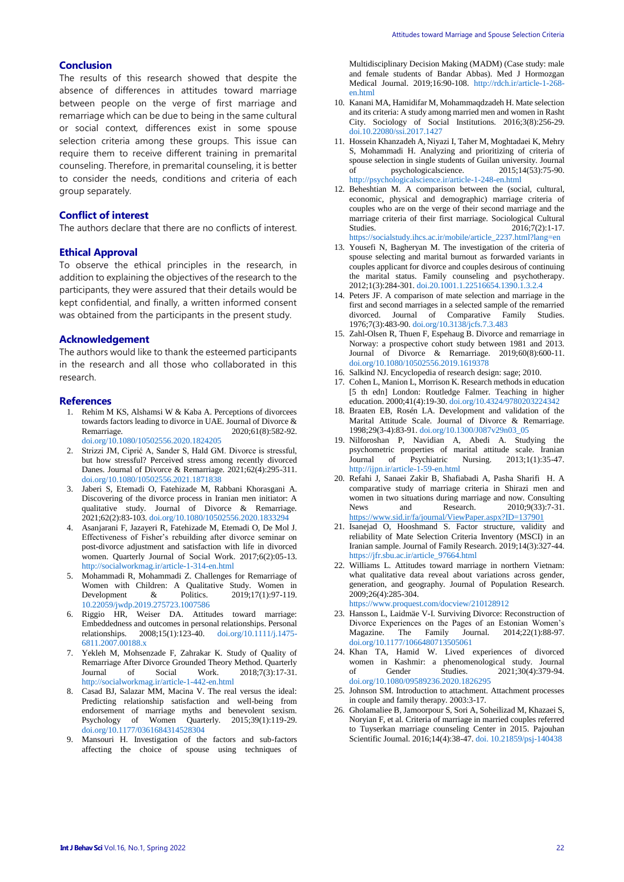## Conclusion

The results of this research showed that despite the absence of differences in attitudes toward marriage between people on the verge of first marriage and remarriage which can be due to being in the same cultural or social context, differences exist in some spouse selection criteria among these groups. This issue can require them to receive different training in premarital counseling. Therefore, in premarital counseling, it is better to consider the needs, conditions and criteria of each group separately.

## Conflict of interest

The authors declare that there are no conflicts of interest.

## Ethical Approval

To observe the ethical principles in the research, in addition to explaining the objectives of the research to the participants, they were assured that their details would be kept confidential, and finally, a written informed consent was obtained from the participants in the present study.

## Acknowledgement

The authors would like to thank the esteemed participants in the research and all those who collaborated in this research.

## References

1. Rehim M KS, Alshamsi W & Kaba A. Perceptions of divorcees towards factors leading to divorce in UAE. Journal of Divorce & Remarriage. 2020;61(8):582-92. doi.org/10.1080/10502556.2020.1824205
2. Strizzi JM, Ciprić A, Sander S, Hald GM. Divorce is stressful, but how stressful? Perceived stress among recently divorced Danes. Journal of Divorce & Remarriage. 2021;62(4):295-311. doi.org/10.1080/10502556.2021.1871838
3. Jaberi S, Etemadi O, Fatehizade M, Rabbani Khorasgani A. Discovering of the divorce process in Iranian men initiator: A qualitative study. Journal of Divorce & Remarriage. 2021;62(2):83-103. doi.org/10.1080/10502556.2020.1833294
4. Asanjarani F, Jazayeri R, Fatehizade M, Etemadi O, De Mol J. Effectiveness of Fisher's rebuilding after divorce seminar on post-divorce adjustment and satisfaction with life in divorced women. Quarterly Journal of Social Work. 2017;6(2):05-13. http://socialworkmag.ir/article-1-314-en.html
5. Mohammadi R, Mohammadi Z. Challenges for Remarriage of Women with Children: A Qualitative Study. Women in Development & Politics. 2019;17(1):97-119. 10.22059/jwdp.2019.275723.1007586
6. Riggio HR, Weiser DA. Attitudes toward marriage: Embeddedness and outcomes in personal relationships. Personal relationships. 2008;15(1):123-40. doi.org/10.1111/j.1475-6811.2007.00188.x
7. Yekleh M, Mohsenzade F, Zahrakar K. Study of Quality of Remarriage After Divorce Grounded Theory Method. Quarterly Journal of Social Work. 2018;7(3):17-31. http://socialworkmag.ir/article-1-442-en.html
8. Casad BJ, Salazar MM, Macina V. The real versus the ideal: Predicting relationship satisfaction and well-being from endorsement of marriage myths and benevolent sexism. Psychology of Women Quarterly. 2015;39(1):119-29. doi.org/10.1177/0361684314528304
9. Mansouri H. Investigation of the factors and sub-factors affecting the choice of spouse using techniques of Multidisciplinary Decision Making (MADM) (Case study: male and female students of Bandar Abbas). Med J Hormozgan Medical Journal. 2019;16:90-108. http://rdch.ir/article-1-268-en.html
10. Kanani MA, Hamidifar M, Mohammaqdzadeh H. Mate selection and its criteria: A study among married men and women in Rasht City. Sociology of Social Institutions. 2016;3(8):256-29. doi.10.22080/ssi.2017.1427
11. Hossein Khanzadeh A, Niyazi I, Taher M, Moghtadaei K, Mehry S, Mohammadi H. Analyzing and prioritizing of criteria of spouse selection in single students of Guilan university. Journal of psychologicalscience. 2015;14(53):75-90. http://psychologicalscience.ir/article-1-248-en.html
12. Beheshtian M. A comparison between the (social, cultural, economic, physical and demographic) marriage criteria of couples who are on the verge of their second marriage and the marriage criteria of their first marriage. Sociological Cultural Studies. 2016;7(2):1-17. https://socialstudy.ihcs.ac.ir/mobile/article_2237.html?lang=en
13. Yousefi N, Bagheryan M. The investigation of the criteria of spouse selecting and marital burnout as forwarded variants in couples applicant for divorce and couples desirous of continuing the marital status. Family counseling and psychotherapy. 2012;1(3):284-301. doi.20.1001.1.22516654.1390.1.3.2.4
14. Peters JF. A comparison of mate selection and marriage in the first and second marriages in a selected sample of the remarried divorced. Journal of Comparative Family Studies. 1976;7(3):483-90. doi.org/10.3138/jcfs.7.3.483
15. Zahl-Olsen R, Thuen F, Espehaug B. Divorce and remarriage in Norway: a prospective cohort study between 1981 and 2013. Journal of Divorce & Remarriage. 2019;60(8):600-11. doi.org/10.1080/10502556.2019.1619378
16. Salkind NJ. Encyclopedia of research design: sage; 2010.
17. Cohen L, Manion L, Morrison K. Research methods in education [5 th edn] London: Routledge Falmer. Teaching in higher education. 2000;41(4):19-30. doi.org/10.4324/9780203224342
18. Braaten EB, Rosén LA. Development and validation of the Marital Attitude Scale. Journal of Divorce & Remarriage. 1998;29(3-4):83-91. doi.org/10.1300/J087v29n03_05
19. Nilforoshan P, Navidian A, Abedi A. Studying the psychometric properties of marital attitude scale. Iranian Journal of Psychiatric Nursing. 2013;1(1):35-47. http://ijpn.ir/article-1-59-en.html
20. Refahi J, Sanaei Zakir B, Shafiabadi A, Pasha Sharifi H. A comparative study of marriage criteria in Shirazi men and women in two situations during marriage and now. Consulting News and Research. 2010;9(33):7-31. https://www.sid.ir/fa/journal/ViewPaper.aspx?ID=137901
21. Isanejad O, Hooshmand S. Factor structure, validity and reliability of Mate Selection Criteria Inventory (MSCI) in an Iranian sample. Journal of Family Research. 2019;14(3):327-44. https://jfr.sbu.ac.ir/article_97664.html
22. Williams L. Attitudes toward marriage in northern Vietnam: what qualitative data reveal about variations across gender, generation, and geography. Journal of Population Research. 2009;26(4):285-304. https://www.proquest.com/docview/210128912
23. Hansson L, Laidmäe V-I. Surviving Divorce: Reconstruction of Divorce Experiences on the Pages of an Estonian Women's Magazine. The Family Journal. 2014;22(1):88-97. doi.org/10.1177/1066480713505061
24. Khan TA, Hamid W. Lived experiences of divorced women in Kashmir: a phenomenological study. Journal of Gender Studies. 2021;30(4):379-94. doi.org/10.1080/09589236.2020.1826295
25. Johnson SM. Introduction to attachment. Attachment processes in couple and family therapy. 2003:3-17.
26. Gholamaliee B, Jamoorpour S, Sori A, Soheilizad M, Khazaei S, Noryian F, et al. Criteria of marriage in married couples referred to Tuyserkan marriage counseling Center in 2015. Pajouhan Scientific Journal. 2016;14(4):38-47. doi. 10.21859/psj-140438